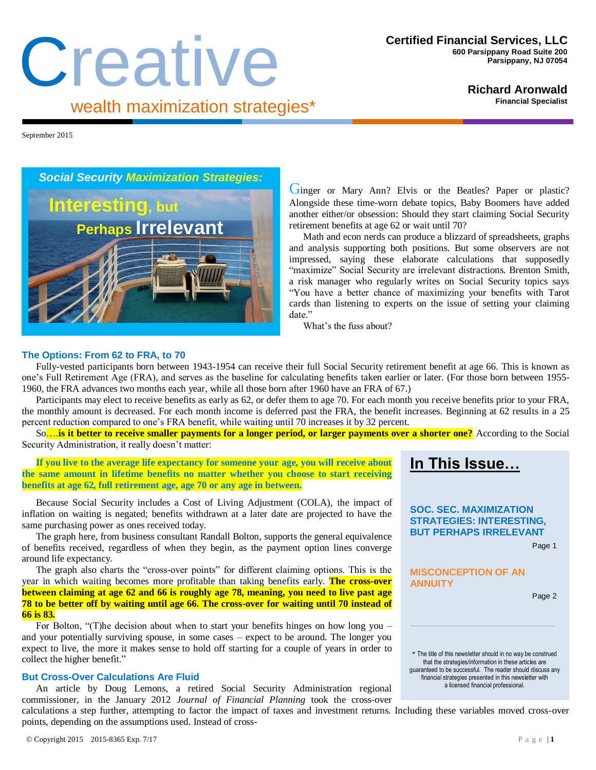# Creative

wealth maximization strategies*

**Certified Financial Services, LLC**
600 Parsippany Road Suite 200
Parsippany, NJ 07054

**Richard Aronwald**
Financial Specialist

September 2015

## *Social Security Maximization Strategies:*

## Interesting, but Perhaps Irrelevant

Ginger or Mary Ann? Elvis or the Beatles? Paper or plastic? Alongside these time-worn debate topics, Baby Boomers have added another either/or obsession: Should they start claiming Social Security retirement benefits at age 62 or wait until 70?

Math and econ nerds can produce a blizzard of spreadsheets, graphs and analysis supporting both positions. But some observers are not impressed, saying these elaborate calculations that supposedly "maximize" Social Security are irrelevant distractions. Brenton Smith, a risk manager who regularly writes on Social Security topics says "You have a better chance of maximizing your benefits with Tarot cards than listening to experts on the issue of setting your claiming date."

What's the fuss about?

### The Options: From 62 to FRA, to 70

Fully-vested participants born between 1943-1954 can receive their full Social Security retirement benefit at age 66. This is known as one's Full Retirement Age (FRA), and serves as the baseline for calculating benefits taken earlier or later. (For those born between 1955-1960, the FRA advances two months each year, while all those born after 1960 have an FRA of 67.)

Participants may elect to receive benefits as early as 62, or defer them to age 70. For each month you receive benefits prior to your FRA, the monthly amount is decreased. For each month income is deferred past the FRA, the benefit increases. Beginning at 62 results in a 25 percent reduction compared to one's FRA benefit, while waiting until 70 increases it by 32 percent.

So….**is it better to receive smaller payments for a longer period, or larger payments over a shorter one?** According to the Social Security Administration, it really doesn't matter:

**If you live to the average life expectancy for someone your age, you will receive about the same amount in lifetime benefits no matter whether you choose to start receiving benefits at age 62, full retirement age, age 70 or any age in between.**

Because Social Security includes a Cost of Living Adjustment (COLA), the impact of inflation on waiting is negated; benefits withdrawn at a later date are projected to have the same purchasing power as ones received today.

The graph here, from business consultant Randall Bolton, supports the general equivalence of benefits received, regardless of when they begin, as the payment option lines converge around life expectancy.

The graph also charts the "cross-over points" for different claiming options. This is the year in which waiting becomes more profitable than taking benefits early. **The cross-over between claiming at age 62 and 66 is roughly age 78, meaning, you need to live past age 78 to be better off by waiting until age 66. The cross-over for waiting until 70 instead of 66 is 83.**

For Bolton, "(T)he decision about when to start your benefits hinges on how long you – and your potentially surviving spouse, in some cases – expect to be around. The longer you expect to live, the more it makes sense to hold off starting for a couple of years in order to collect the higher benefit."

### But Cross-Over Calculations Are Fluid

An article by Doug Lemons, a retired Social Security Administration regional commissioner, in the January 2012 *Journal of Financial Planning* took the cross-over calculations a step further, attempting to factor the impact of taxes and investment returns. Including these variables moved cross-over points, depending on the assumptions used. Instead of cross-

## In This Issue…

**SOC. SEC. MAXIMIZATION STRATEGIES: INTERESTING, BUT PERHAPS IRRELEVANT** — Page 1

**MISCONCEPTION OF AN ANNUITY** — Page 2

* The title of this newsletter should in no way be construed that the strategies/information in these articles are guaranteed to be successful. The reader should discuss any financial strategies presented in this newsletter with a licensed financial professional.

© Copyright 2015 2015-8365 Exp. 7/17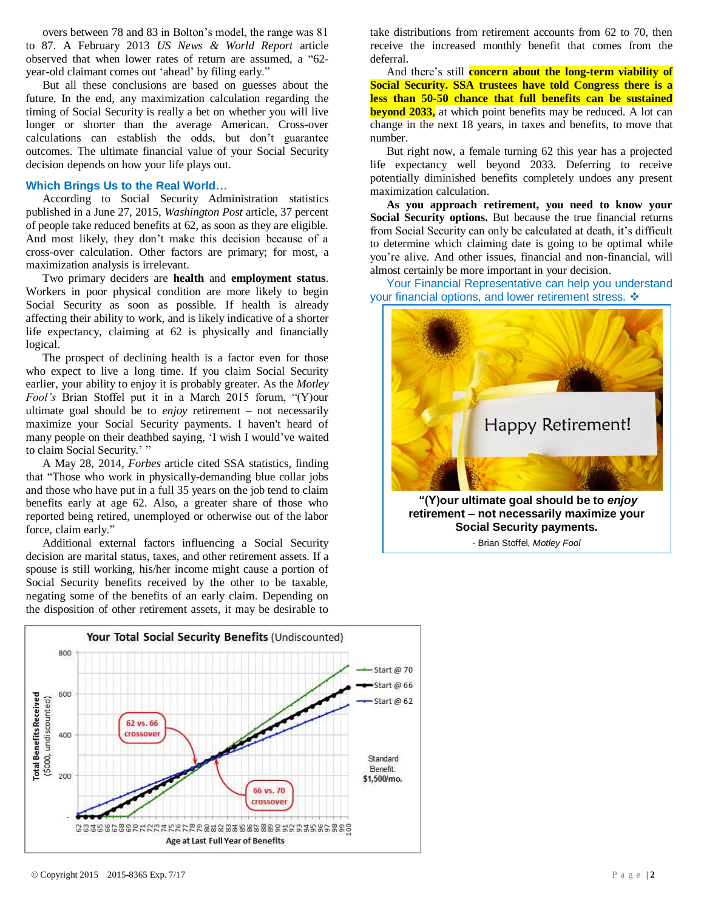overs between 78 and 83 in Bolton's model, the range was 81 to 87. A February 2013 *US News & World Report* article observed that when lower rates of return are assumed, a "62-year-old claimant comes out 'ahead' by filing early."

But all these conclusions are based on guesses about the future. In the end, any maximization calculation regarding the timing of Social Security is really a bet on whether you will live longer or shorter than the average American. Cross-over calculations can establish the odds, but don't guarantee outcomes. The ultimate financial value of your Social Security decision depends on how your life plays out.

### Which Brings Us to the Real World…

According to Social Security Administration statistics published in a June 27, 2015, *Washington Post* article, 37 percent of people take reduced benefits at 62, as soon as they are eligible. And most likely, they don't make this decision because of a cross-over calculation. Other factors are primary; for most, a maximization analysis is irrelevant.

Two primary deciders are **health** and **employment status**. Workers in poor physical condition are more likely to begin Social Security as soon as possible. If health is already affecting their ability to work, and is likely indicative of a shorter life expectancy, claiming at 62 is physically and financially logical.

The prospect of declining health is a factor even for those who expect to live a long time. If you claim Social Security earlier, your ability to enjoy it is probably greater. As the *Motley Fool's* Brian Stoffel put it in a March 2015 forum, "(Y)our ultimate goal should be to *enjoy* retirement – not necessarily maximize your Social Security payments. I haven't heard of many people on their deathbed saying, 'I wish I would've waited to claim Social Security.' "

A May 28, 2014, *Forbes* article cited SSA statistics, finding that "Those who work in physically-demanding blue collar jobs and those who have put in a full 35 years on the job tend to claim benefits early at age 62. Also, a greater share of those who reported being retired, unemployed or otherwise out of the labor force, claim early."

Additional external factors influencing a Social Security decision are marital status, taxes, and other retirement assets. If a spouse is still working, his/her income might cause a portion of Social Security benefits received by the other to be taxable, negating some of the benefits of an early claim. Depending on the disposition of other retirement assets, it may be desirable to take distributions from retirement accounts from 62 to 70, then receive the increased monthly benefit that comes from the deferral.

And there's still **concern about the long-term viability of Social Security. SSA trustees have told Congress there is a less than 50-50 chance that full benefits can be sustained beyond 2033,** at which point benefits may be reduced. A lot can change in the next 18 years, in taxes and benefits, to move that number.

But right now, a female turning 62 this year has a projected life expectancy well beyond 2033. Deferring to receive potentially diminished benefits completely undoes any present maximization calculation.

**As you approach retirement, you need to know your Social Security options.** But because the true financial returns from Social Security can only be calculated at death, it's difficult to determine which claiming date is going to be optimal while you're alive. And other issues, financial and non-financial, will almost certainly be more important in your decision.

Your Financial Representative can help you understand your financial options, and lower retirement stress. ❖

**"(Y)our ultimate goal should be to *enjoy* retirement – not necessarily maximize your Social Security payments.**

- Brian Stoffel, *Motley Fool*

**Your Total Social Security Benefits** (Undiscounted)

Standard Benefit: **$1,500/mo.**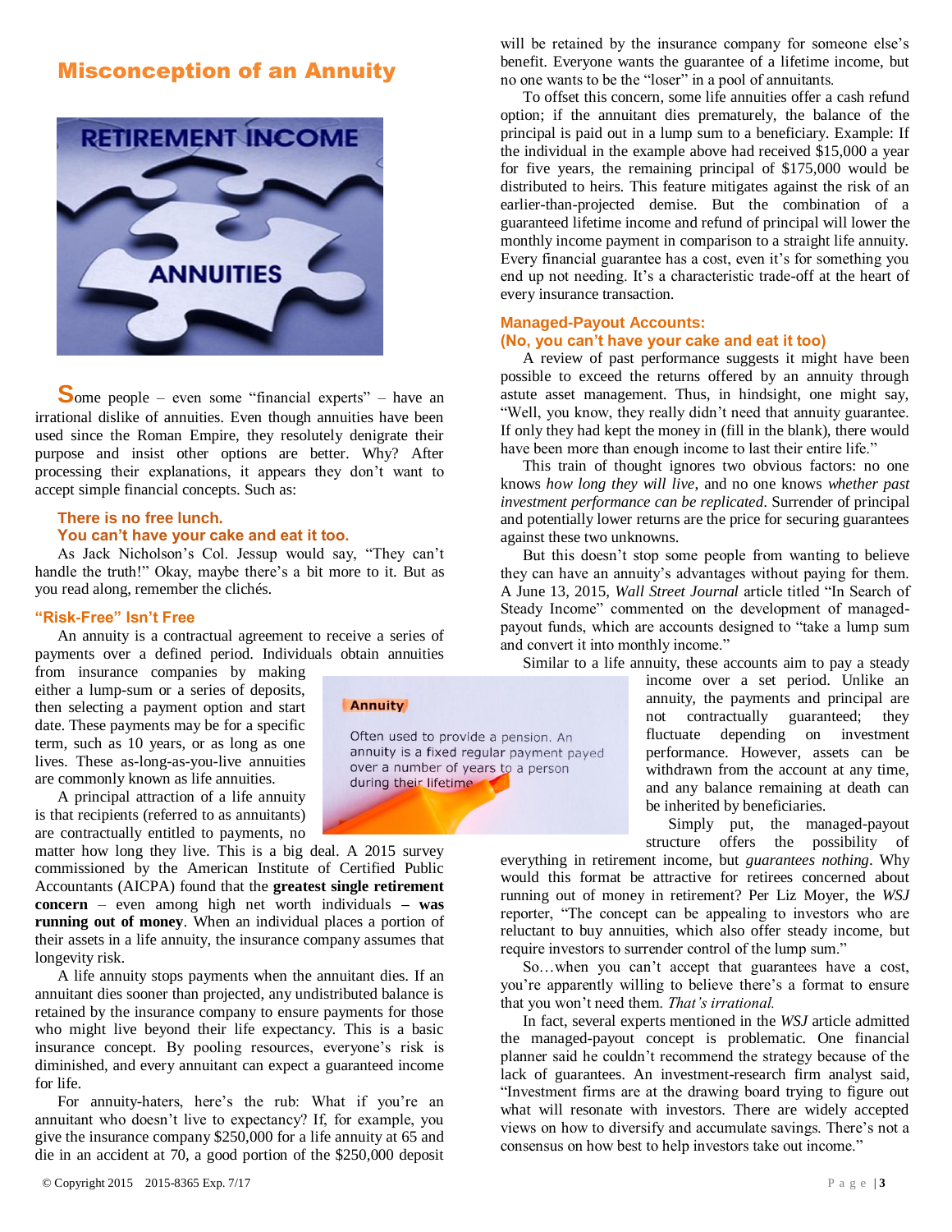# Misconception of an Annuity

Some people – even some "financial experts" – have an irrational dislike of annuities. Even though annuities have been used since the Roman Empire, they resolutely denigrate their purpose and insist other options are better. Why? After processing their explanations, it appears they don't want to accept simple financial concepts. Such as:

**There is no free lunch.**
**You can't have your cake and eat it too.**

As Jack Nicholson's Col. Jessup would say, "They can't handle the truth!" Okay, maybe there's a bit more to it. But as you read along, remember the clichés.

### "Risk-Free" Isn't Free

An annuity is a contractual agreement to receive a series of payments over a defined period. Individuals obtain annuities from insurance companies by making either a lump-sum or a series of deposits, then selecting a payment option and start date. These payments may be for a specific term, such as 10 years, or as long as one lives. These as-long-as-you-live annuities are commonly known as life annuities.

**Annuity**

Often used to provide a pension. An annuity is a fixed regular payment payed over a number of years to a person during their lifetime

A principal attraction of a life annuity is that recipients (referred to as annuitants) are contractually entitled to payments, no matter how long they live. This is a big deal. A 2015 survey commissioned by the American Institute of Certified Public Accountants (AICPA) found that the **greatest single retirement concern** – even among high net worth individuals **– was running out of money**. When an individual places a portion of their assets in a life annuity, the insurance company assumes that longevity risk.

A life annuity stops payments when the annuitant dies. If an annuitant dies sooner than projected, any undistributed balance is retained by the insurance company to ensure payments for those who might live beyond their life expectancy. This is a basic insurance concept. By pooling resources, everyone's risk is diminished, and every annuitant can expect a guaranteed income for life.

For annuity-haters, here's the rub: What if you're an annuitant who doesn't live to expectancy? If, for example, you give the insurance company $250,000 for a life annuity at 65 and die in an accident at 70, a good portion of the $250,000 deposit will be retained by the insurance company for someone else's benefit. Everyone wants the guarantee of a lifetime income, but no one wants to be the "loser" in a pool of annuitants.

To offset this concern, some life annuities offer a cash refund option; if the annuitant dies prematurely, the balance of the principal is paid out in a lump sum to a beneficiary. Example: If the individual in the example above had received $15,000 a year for five years, the remaining principal of $175,000 would be distributed to heirs. This feature mitigates against the risk of an earlier-than-projected demise. But the combination of a guaranteed lifetime income and refund of principal will lower the monthly income payment in comparison to a straight life annuity. Every financial guarantee has a cost, even it's for something you end up not needing. It's a characteristic trade-off at the heart of every insurance transaction.

### Managed-Payout Accounts: (No, you can't have your cake and eat it too)

A review of past performance suggests it might have been possible to exceed the returns offered by an annuity through astute asset management. Thus, in hindsight, one might say, "Well, you know, they really didn't need that annuity guarantee. If only they had kept the money in (fill in the blank), there would have been more than enough income to last their entire life."

This train of thought ignores two obvious factors: no one knows *how long they will live*, and no one knows *whether past investment performance can be replicated*. Surrender of principal and potentially lower returns are the price for securing guarantees against these two unknowns.

But this doesn't stop some people from wanting to believe they can have an annuity's advantages without paying for them. A June 13, 2015, *Wall Street Journal* article titled "In Search of Steady Income" commented on the development of managed-payout funds, which are accounts designed to "take a lump sum and convert it into monthly income."

Similar to a life annuity, these accounts aim to pay a steady income over a set period. Unlike an annuity, the payments and principal are not contractually guaranteed; they fluctuate depending on investment performance. However, assets can be withdrawn from the account at any time, and any balance remaining at death can be inherited by beneficiaries.

Simply put, the managed-payout structure offers the possibility of everything in retirement income, but *guarantees nothing*. Why would this format be attractive for retirees concerned about running out of money in retirement? Per Liz Moyer, the *WSJ* reporter, "The concept can be appealing to investors who are reluctant to buy annuities, which also offer steady income, but require investors to surrender control of the lump sum."

So…when you can't accept that guarantees have a cost, you're apparently willing to believe there's a format to ensure that you won't need them. *That's irrational.*

In fact, several experts mentioned in the *WSJ* article admitted the managed-payout concept is problematic. One financial planner said he couldn't recommend the strategy because of the lack of guarantees. An investment-research firm analyst said, "Investment firms are at the drawing board trying to figure out what will resonate with investors. There are widely accepted views on how to diversify and accumulate savings. There's not a consensus on how best to help investors take out income."

© Copyright 2015 2015-8365 Exp. 7/17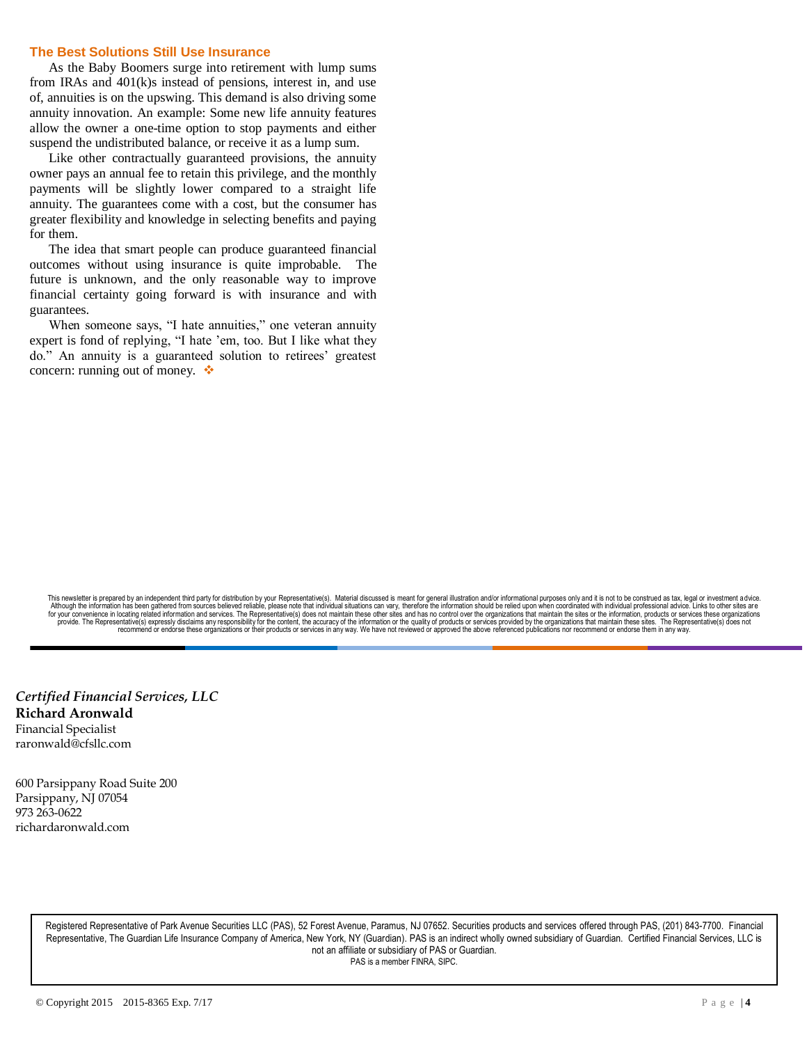### The Best Solutions Still Use Insurance

As the Baby Boomers surge into retirement with lump sums from IRAs and 401(k)s instead of pensions, interest in, and use of, annuities is on the upswing. This demand is also driving some annuity innovation. An example: Some new life annuity features allow the owner a one-time option to stop payments and either suspend the undistributed balance, or receive it as a lump sum.

Like other contractually guaranteed provisions, the annuity owner pays an annual fee to retain this privilege, and the monthly payments will be slightly lower compared to a straight life annuity. The guarantees come with a cost, but the consumer has greater flexibility and knowledge in selecting benefits and paying for them.

The idea that smart people can produce guaranteed financial outcomes without using insurance is quite improbable. The future is unknown, and the only reasonable way to improve financial certainty going forward is with insurance and with guarantees.

When someone says, "I hate annuities," one veteran annuity expert is fond of replying, "I hate 'em, too. But I like what they do." An annuity is a guaranteed solution to retirees' greatest concern: running out of money. ❖

This newsletter is prepared by an independent third party for distribution by your Representative(s). Material discussed is meant for general illustration and/or informational purposes only and it is not to be construed as tax, legal or investment advice. Although the information has been gathered from sources believed reliable, please note that individual situations can vary, therefore the information should be relied upon when coordinated with individual professional advice. Links to other sites are for your convenience in locating related information and services. The Representative(s) does not maintain these other sites and has no control over the organizations that maintain the sites or the information, products or services these organizations provide. The Representative(s) expressly disclaims any responsibility for the content, the accuracy of the information or the quality of products or services provided by the organizations that maintain these sites. The Representative(s) does not recommend or endorse these organizations or their products or services in any way. We have not reviewed or approved the above referenced publications nor recommend or endorse them in any way.

*Certified Financial Services, LLC*
**Richard Aronwald**
Financial Specialist
raronwald@cfsllc.com

600 Parsippany Road Suite 200
Parsippany, NJ 07054
973 263-0622
richardaronwald.com

Registered Representative of Park Avenue Securities LLC (PAS), 52 Forest Avenue, Paramus, NJ 07652. Securities products and services offered through PAS, (201) 843-7700. Financial Representative, The Guardian Life Insurance Company of America, New York, NY (Guardian). PAS is an indirect wholly owned subsidiary of Guardian. Certified Financial Services, LLC is not an affiliate or subsidiary of PAS or Guardian.
PAS is a member FINRA, SIPC.

© Copyright 2015 2015-8365 Exp. 7/17